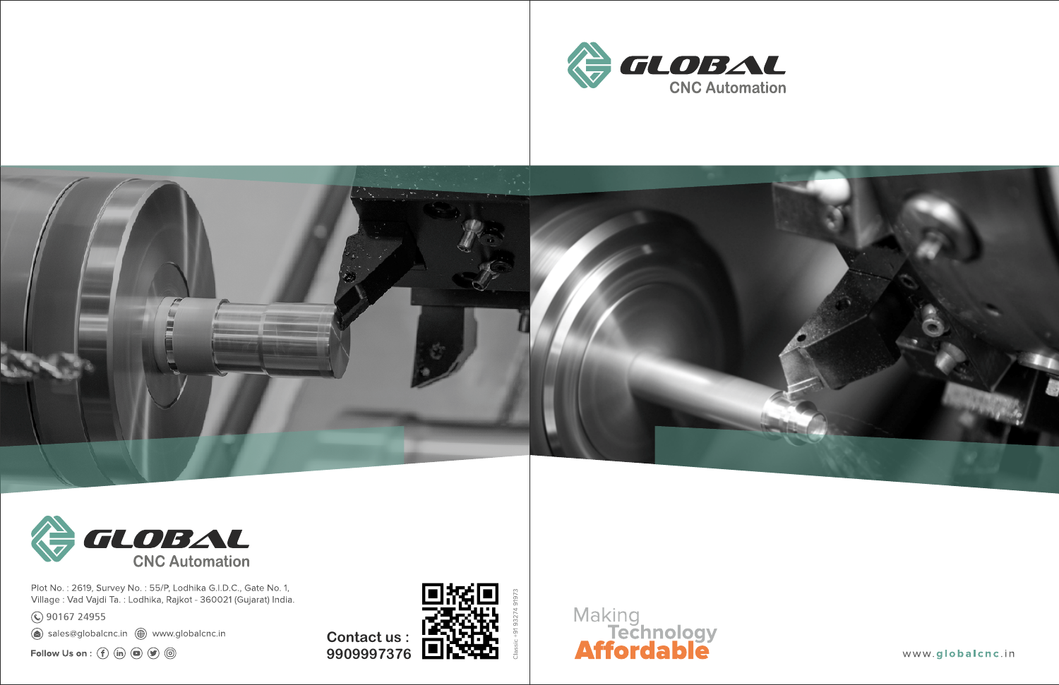# GLOBAL

CNC Automation

Plot No. : 2619, Survey No. : 55/P, Lodhika G.I.D.C., Gate No. 1,
Village : Vad Vajdi Ta. : Lodhika, Rajkot - 360021 (Gujarat) India.

90167 24955

sales@globalcnc.in www.globalcnc.in

Follow Us on :

Contact us :
9909997376

Classic: +91 93274 91973

# GLOBAL

CNC Automation

Making
Technology
**Affordable**

www.globalcnc.in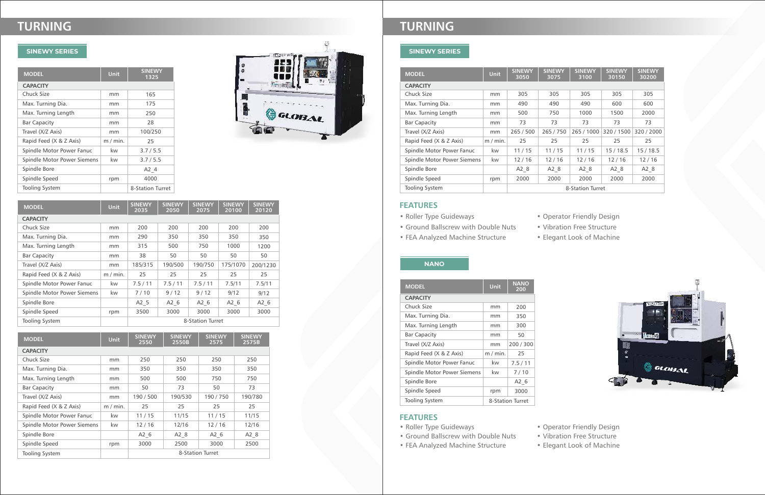# TURNING

## SINEWY SERIES

| MODEL | Unit | SINEWY 1325 |
|---|---|---|
| **CAPACITY** | | |
| Chuck Size | mm | 165 |
| Max. Turning Dia. | mm | 175 |
| Max. Turning Length | mm | 250 |
| Bar Capacity | mm | 28 |
| Travel (X/Z Axis) | mm | 100/250 |
| Rapid Feed (X & Z Axis) | m / min. | 25 |
| Spindle Motor Power Fanuc | kw | 3.7 / 5.5 |
| Spindle Motor Power Siemens | kw | 3.7 / 5.5 |
| Spindle Bore | | A2_4 |
| Spindle Speed | rpm | 4000 |
| Tooling System | | 8-Station Turret |

| MODEL | Unit | SINEWY 2035 | SINEWY 2050 | SINEWY 2075 | SINEWY 20100 | SINEWY 20120 |
|---|---|---|---|---|---|---|
| **CAPACITY** | | | | | | |
| Chuck Size | mm | 200 | 200 | 200 | 200 | 200 |
| Max. Turning Dia. | mm | 290 | 350 | 350 | 350 | 350 |
| Max. Turning Length | mm | 315 | 500 | 750 | 1000 | 1200 |
| Bar Capacity | mm | 38 | 50 | 50 | 50 | 50 |
| Travel (X/Z Axis) | mm | 185/315 | 190/500 | 190/750 | 175/1070 | 200/1230 |
| Rapid Feed (X & Z Axis) | m / min. | 25 | 25 | 25 | 25 | 25 |
| Spindle Motor Power Fanuc | kw | 7.5 / 11 | 7.5 / 11 | 7.5 / 11 | 7.5/11 | 7.5/11 |
| Spindle Motor Power Siemens | kw | 7 / 10 | 9 / 12 | 9 / 12 | 9/12 | 9/12 |
| Spindle Bore | | A2_5 | A2_6 | A2_6 | A2_6 | A2_6 |
| Spindle Speed | rpm | 3500 | 3000 | 3000 | 3000 | 3000 |
| Tooling System | | 8-Station Turret | | | | |

| MODEL | Unit | SINEWY 2550 | SINEWY 2550B | SINEWY 2575 | SINEWY 2575B |
|---|---|---|---|---|---|
| **CAPACITY** | | | | | |
| Chuck Size | mm | 250 | 250 | 250 | 250 |
| Max. Turning Dia. | mm | 350 | 350 | 350 | 350 |
| Max. Turning Length | mm | 500 | 500 | 750 | 750 |
| Bar Capacity | mm | 50 | 73 | 50 | 73 |
| Travel (X/Z Axis) | mm | 190 / 500 | 190/530 | 190 / 750 | 190/780 |
| Rapid Feed (X & Z Axis) | m / min. | 25 | 25 | 25 | 25 |
| Spindle Motor Power Fanuc | kw | 11 / 15 | 11/15 | 11 / 15 | 11/15 |
| Spindle Motor Power Siemens | kw | 12 / 16 | 12/16 | 12 / 16 | 12/16 |
| Spindle Bore | | A2_6 | A2_8 | A2_6 | A2_8 |
| Spindle Speed | rpm | 3000 | 2500 | 3000 | 2500 |
| Tooling System | | 8-Station Turret | | | |

# TURNING

## SINEWY SERIES

| MODEL | Unit | SINEWY 3050 | SINEWY 3075 | SINEWY 3100 | SINEWY 30150 | SINEWY 30200 |
|---|---|---|---|---|---|---|
| **CAPACITY** | | | | | | |
| Chuck Size | mm | 305 | 305 | 305 | 305 | 305 |
| Max. Turning Dia. | mm | 490 | 490 | 490 | 600 | 600 |
| Max. Turning Length | mm | 500 | 750 | 1000 | 1500 | 2000 |
| Bar Capacity | mm | 73 | 73 | 73 | 73 | 73 |
| Travel (X/Z Axis) | mm | 265 / 500 | 265 / 750 | 265 / 1000 | 320 / 1500 | 320 / 2000 |
| Rapid Feed (X & Z Axis) | m / min. | 25 | 25 | 25 | 25 | 25 |
| Spindle Motor Power Fanuc | kw | 11 / 15 | 11 / 15 | 11 / 15 | 15 / 18.5 | 15 / 18.5 |
| Spindle Motor Power Siemens | kw | 12 / 16 | 12 / 16 | 12 / 16 | 12 / 16 | 12 / 16 |
| Spindle Bore | | A2_8 | A2_8 | A2_8 | A2_8 | A2_8 |
| Spindle Speed | rpm | 2000 | 2000 | 2000 | 2000 | 2000 |
| Tooling System | | 8-Station Turret | | | | |

### FEATURES

- Roller Type Guideways
- Ground Ballscrew with Double Nuts
- FEA Analyzed Machine Structure
- Operator Friendly Design
- Vibration Free Structure
- Elegant Look of Machine

## NANO

| MODEL | Unit | NANO 200 |
|---|---|---|
| **CAPACITY** | | |
| Chuck Size | mm | 200 |
| Max. Turning Dia. | mm | 350 |
| Max. Turning Length | mm | 300 |
| Bar Capacity | mm | 50 |
| Travel (X/Z Axis) | mm | 200 / 300 |
| Rapid Feed (X & Z Axis) | m / min. | 25 |
| Spindle Motor Power Fanuc | kw | 7.5 / 11 |
| Spindle Motor Power Siemens | kw | 7 / 10 |
| Spindle Bore | | A2_6 |
| Spindle Speed | rpm | 3000 |
| Tooling System | | 8-Station Turret |

### FEATURES

- Roller Type Guideways
- Ground Ballscrew with Double Nuts
- FEA Analyzed Machine Structure
- Operator Friendly Design
- Vibration Free Structure
- Elegant Look of Machine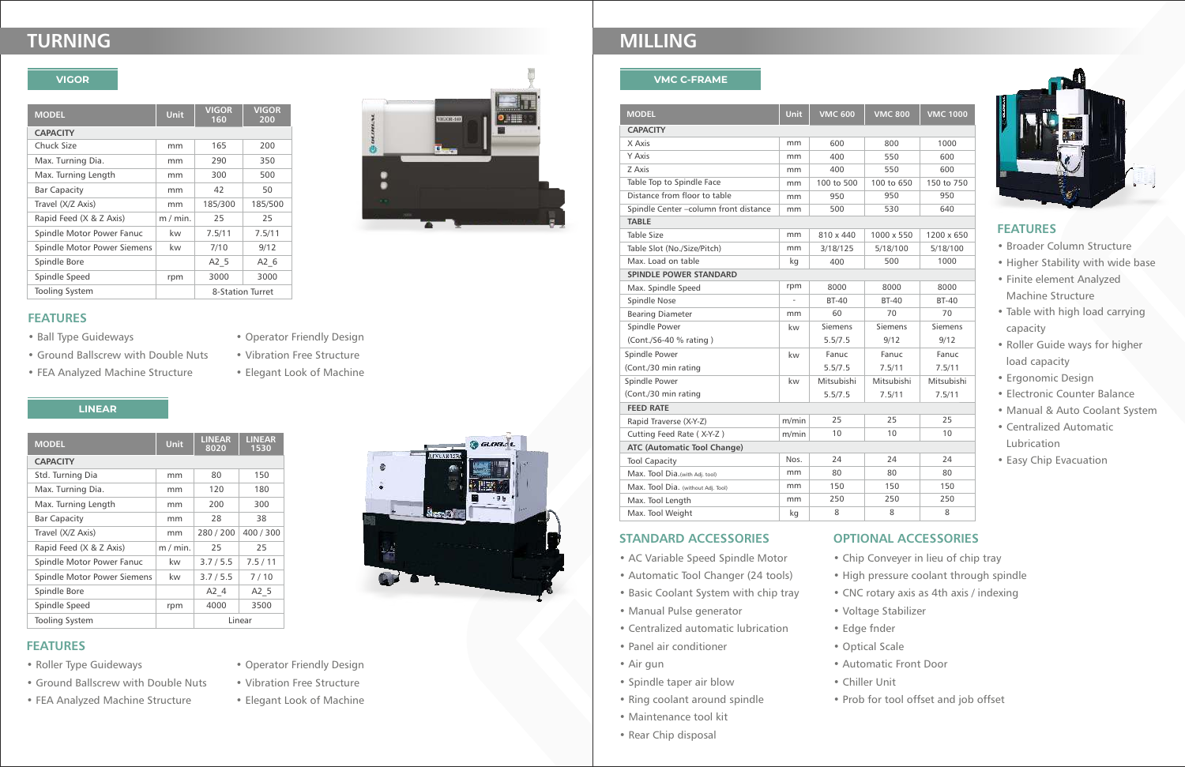# TURNING

## VIGOR

| MODEL | Unit | VIGOR 160 | VIGOR 200 |
|---|---|---|---|
| **CAPACITY** | | | |
| Chuck Size | mm | 165 | 200 |
| Max. Turning Dia. | mm | 290 | 350 |
| Max. Turning Length | mm | 300 | 500 |
| Bar Capacity | mm | 42 | 50 |
| Travel (X/Z Axis) | mm | 185/300 | 185/500 |
| Rapid Feed (X & Z Axis) | m / min. | 25 | 25 |
| Spindle Motor Power Fanuc | kw | 7.5/11 | 7.5/11 |
| Spindle Motor Power Siemens | kw | 7/10 | 9/12 |
| Spindle Bore | | A2_5 | A2_6 |
| Spindle Speed | rpm | 3000 | 3000 |
| Tooling System | | 8-Station Turret | |

### FEATURES

- Ball Type Guideways
- Ground Ballscrew with Double Nuts
- FEA Analyzed Machine Structure
- Operator Friendly Design
- Vibration Free Structure
- Elegant Look of Machine

## LINEAR

| MODEL | Unit | LINEAR 8020 | LINEAR 1530 |
|---|---|---|---|
| **CAPACITY** | | | |
| Std. Turning Dia | mm | 80 | 150 |
| Max. Turning Dia. | mm | 120 | 180 |
| Max. Turning Length | mm | 200 | 300 |
| Bar Capacity | mm | 28 | 38 |
| Travel (X/Z Axis) | mm | 280 / 200 | 400 / 300 |
| Rapid Feed (X & Z Axis) | m / min. | 25 | 25 |
| Spindle Motor Power Fanuc | kw | 3.7 / 5.5 | 7.5 / 11 |
| Spindle Motor Power Siemens | kw | 3.7 / 5.5 | 7 / 10 |
| Spindle Bore | | A2_4 | A2_5 |
| Spindle Speed | rpm | 4000 | 3500 |
| Tooling System | | Linear | |

### FEATURES

- Roller Type Guideways
- Ground Ballscrew with Double Nuts
- FEA Analyzed Machine Structure
- Operator Friendly Design
- Vibration Free Structure
- Elegant Look of Machine

# MILLING

## VMC C-FRAME

| MODEL | Unit | VMC 600 | VMC 800 | VMC 1000 |
|---|---|---|---|---|
| **CAPACITY** | | | | |
| X Axis | mm | 600 | 800 | 1000 |
| Y Axis | mm | 400 | 550 | 600 |
| Z Axis | mm | 400 | 550 | 600 |
| Table Top to Spindle Face | mm | 100 to 500 | 100 to 650 | 150 to 750 |
| Distance from floor to table | mm | 950 | 950 | 950 |
| Spindle Center –column front distance | mm | 500 | 530 | 640 |
| **TABLE** | | | | |
| Table Size | mm | 810 x 440 | 1000 x 550 | 1200 x 650 |
| Table Slot (No./Size/Pitch) | mm | 3/18/125 | 5/18/100 | 5/18/100 |
| Max. Load on table | kg | 400 | 500 | 1000 |
| **SPINDLE POWER STANDARD** | | | | |
| Max. Spindle Speed | rpm | 8000 | 8000 | 8000 |
| Spindle Nose | - | BT-40 | BT-40 | BT-40 |
| Bearing Diameter | mm | 60 | 70 | 70 |
| Spindle Power (Cont./S6-40 % rating ) | kw | Siemens 5.5/7.5 | Siemens 9/12 | Siemens 9/12 |
| Spindle Power (Cont./30 min rating | kw | Fanuc 5.5/7.5 | Fanuc 7.5/11 | Fanuc 7.5/11 |
| Spindle Power (Cont./30 min rating | kw | Mitsubishi 5.5/7.5 | Mitsubishi 7.5/11 | Mitsubishi 7.5/11 |
| **FEED RATE** | | | | |
| Rapid Traverse (X-Y-Z) | m/min | 25 | 25 | 25 |
| Cutting Feed Rate ( X-Y-Z ) | m/min | 10 | 10 | 10 |
| **ATC (Automatic Tool Change)** | | | | |
| Tool Capacity | Nos. | 24 | 24 | 24 |
| Max. Tool Dia. (with Adj. tool) | mm | 80 | 80 | 80 |
| Max. Tool Dia. (without Adj. Tool) | mm | 150 | 150 | 150 |
| Max. Tool Length | mm | 250 | 250 | 250 |
| Max. Tool Weight | kg | 8 | 8 | 8 |

### FEATURES

- Broader Column Structure
- Higher Stability with wide base
- Finite element Analyzed Machine Structure
- Table with high load carrying capacity
- Roller Guide ways for higher load capacity
- Ergonomic Design
- Electronic Counter Balance
- Manual & Auto Coolant System
- Centralized Automatic Lubrication
- Easy Chip Evacuation

### STANDARD ACCESSORIES

- AC Variable Speed Spindle Motor
- Automatic Tool Changer (24 tools)
- Basic Coolant System with chip tray
- Manual Pulse generator
- Centralized automatic lubrication
- Panel air conditioner
- Air gun
- Spindle taper air blow
- Ring coolant around spindle
- Maintenance tool kit
- Rear Chip disposal

### OPTIONAL ACCESSORIES

- Chip Conveyer in lieu of chip tray
- High pressure coolant through spindle
- CNC rotary axis as 4th axis / indexing
- Voltage Stabilizer
- Edge fnder
- Optical Scale
- Automatic Front Door
- Chiller Unit
- Prob for tool offset and job offset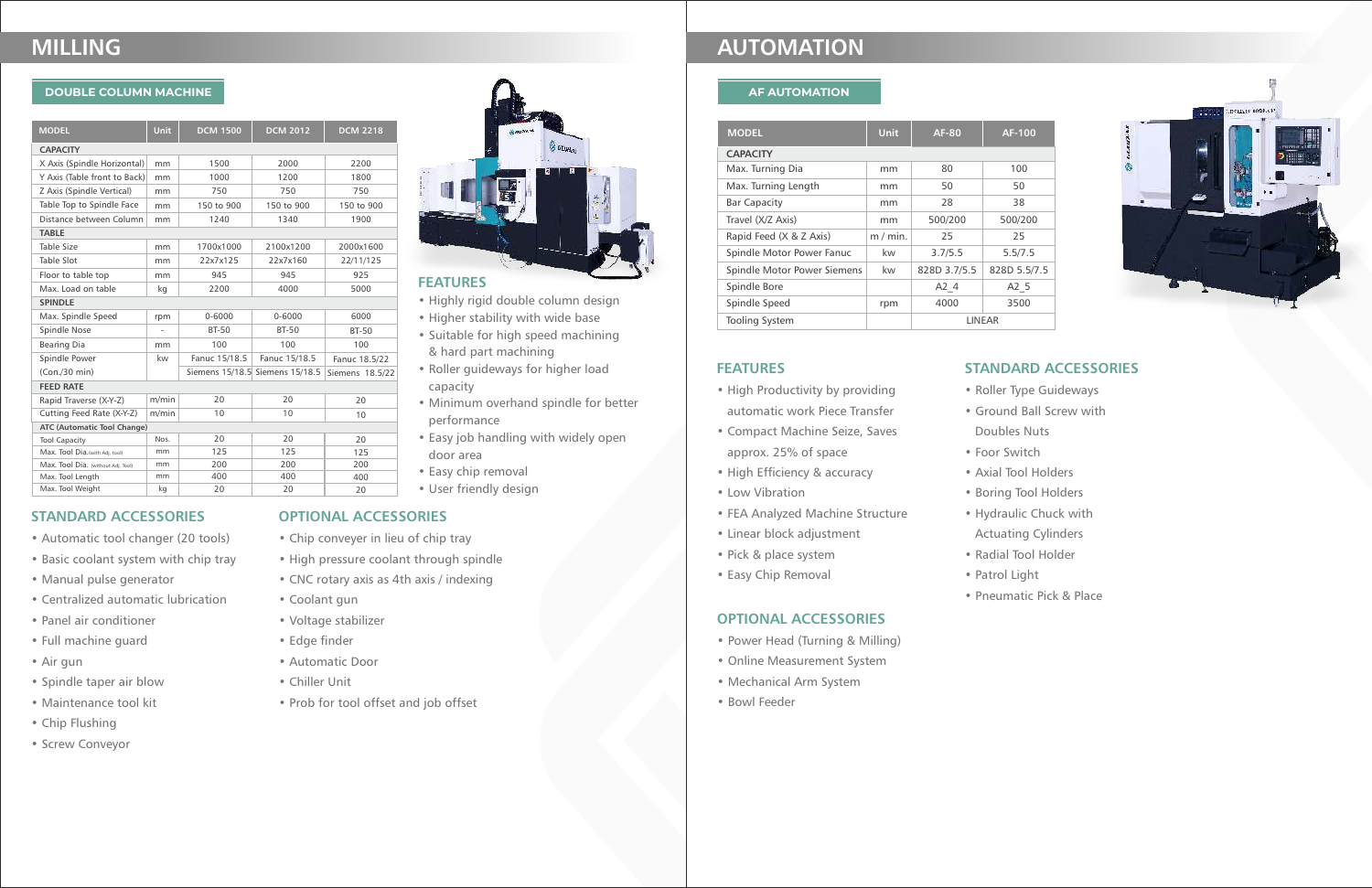# MILLING

## DOUBLE COLUMN MACHINE

| MODEL | Unit | DCM 1500 | DCM 2012 | DCM 2218 |
|---|---|---|---|---|
| **CAPACITY** | | | | |
| X Axis (Spindle Horizontal) | mm | 1500 | 2000 | 2200 |
| Y Axis (Table front to Back) | mm | 1000 | 1200 | 1800 |
| Z Axis (Spindle Vertical) | mm | 750 | 750 | 750 |
| Table Top to Spindle Face | mm | 150 to 900 | 150 to 900 | 150 to 900 |
| Distance between Column | mm | 1240 | 1340 | 1900 |
| **TABLE** | | | | |
| Table Size | mm | 1700x1000 | 2100x1200 | 2000x1600 |
| Table Slot | mm | 22x7x125 | 22x7x160 | 22/11/125 |
| Floor to table top | mm | 945 | 945 | 925 |
| Max. Load on table | kg | 2200 | 4000 | 5000 |
| **SPINDLE** | | | | |
| Max. Spindle Speed | rpm | 0-6000 | 0-6000 | 6000 |
| Spindle Nose | - | BT-50 | BT-50 | BT-50 |
| Bearing Dia | mm | 100 | 100 | 100 |
| Spindle Power | kw | Fanuc 15/18.5 | Fanuc 15/18.5 | Fanuc 18.5/22 |
| (Con./30 min) | | Siemens 15/18.5 | Siemens 15/18.5 | Siemens 18.5/22 |
| **FEED RATE** | | | | |
| Rapid Traverse (X-Y-Z) | m/min | 20 | 20 | 20 |
| Cutting Feed Rate (X-Y-Z) | m/min | 10 | 10 | 10 |
| **ATC (Automatic Tool Change)** | | | | |
| Tool Capacity | Nos. | 20 | 20 | 20 |
| Max. Tool Dia. (with Adj. tool) | mm | 125 | 125 | 125 |
| Max. Tool Dia. (without Adj. Tool) | mm | 200 | 200 | 200 |
| Max. Tool Length | mm | 400 | 400 | 400 |
| Max. Tool Weight | kg | 20 | 20 | 20 |

### FEATURES

- Highly rigid double column design
- Higher stability with wide base
- Suitable for high speed machining & hard part machining
- Roller guideways for higher load capacity
- Minimum overhand spindle for better performance
- Easy job handling with widely open door area
- Easy chip removal
- User friendly design

### STANDARD ACCESSORIES

- Automatic tool changer (20 tools)
- Basic coolant system with chip tray
- Manual pulse generator
- Centralized automatic lubrication
- Panel air conditioner
- Full machine guard
- Air gun
- Spindle taper air blow
- Maintenance tool kit
- Chip Flushing
- Screw Conveyor

### OPTIONAL ACCESSORIES

- Chip conveyer in lieu of chip tray
- High pressure coolant through spindle
- CNC rotary axis as 4th axis / indexing
- Coolant gun
- Voltage stabilizer
- Edge finder
- Automatic Door
- Chiller Unit
- Prob for tool offset and job offset

# AUTOMATION

## AF AUTOMATION

| MODEL | Unit | AF-80 | AF-100 |
|---|---|---|---|
| **CAPACITY** | | | |
| Max. Turning Dia | mm | 80 | 100 |
| Max. Turning Length | mm | 50 | 50 |
| Bar Capacity | mm | 28 | 38 |
| Travel (X/Z Axis) | mm | 500/200 | 500/200 |
| Rapid Feed (X & Z Axis) | m / min. | 25 | 25 |
| Spindle Motor Power Fanuc | kw | 3.7/5.5 | 5.5/7.5 |
| Spindle Motor Power Siemens | kw | 828D 3.7/5.5 | 828D 5.5/7.5 |
| Spindle Bore | | A2_4 | A2_5 |
| Spindle Speed | rpm | 4000 | 3500 |
| Tooling System | | LINEAR | |

### FEATURES

- High Productivity by providing automatic work Piece Transfer
- Compact Machine Seize, Saves approx. 25% of space
- High Efficiency & accuracy
- Low Vibration
- FEA Analyzed Machine Structure
- Linear block adjustment
- Pick & place system
- Easy Chip Removal

### OPTIONAL ACCESSORIES

- Power Head (Turning & Milling)
- Online Measurement System
- Mechanical Arm System
- Bowl Feeder

### STANDARD ACCESSORIES

- Roller Type Guideways
- Ground Ball Screw with Doubles Nuts
- Foor Switch
- Axial Tool Holders
- Boring Tool Holders
- Hydraulic Chuck with Actuating Cylinders
- Radial Tool Holder
- Patrol Light
- Pneumatic Pick & Place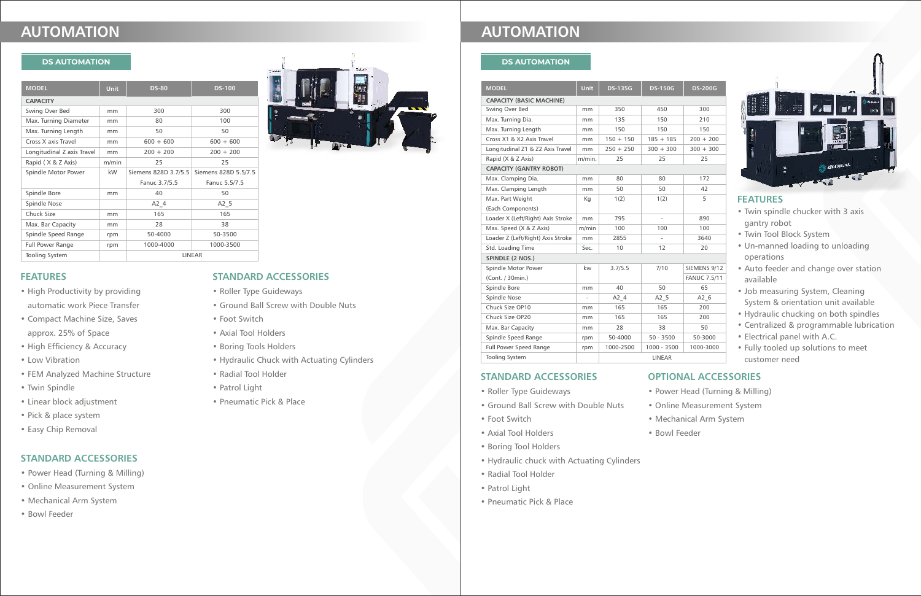# AUTOMATION

## DS AUTOMATION

| MODEL | Unit | DS-80 | DS-100 |
|---|---|---|---|
| **CAPACITY** | | | |
| Swing Over Bed | mm | 300 | 300 |
| Max. Turning Diameter | mm | 80 | 100 |
| Max. Turning Length | mm | 50 | 50 |
| Cross X axis Travel | mm | 600 + 600 | 600 + 600 |
| Longitudinal Z axis Travel | mm | 200 + 200 | 200 + 200 |
| Rapid ( X & Z Axis) | m/min | 25 | 25 |
| Spindle Motor Power | kW | Siemens 828D 3.7/5.5 Fanuc 3.7/5.5 | Siemens 828D 5.5/7.5 Fanuc 5.5/7.5 |
| Spindle Bore | mm | 40 | 50 |
| Spindle Nose | | A2_4 | A2_5 |
| Chuck Size | mm | 165 | 165 |
| Max. Bar Capacity | mm | 28 | 38 |
| Spindle Speed Range | rpm | 50-4000 | 50-3500 |
| Full Power Range | rpm | 1000-4000 | 1000-3500 |
| Tooling System | | LINEAR | |

### FEATURES

- High Productivity by providing automatic work Piece Transfer
- Compact Machine Size, Saves approx. 25% of Space
- High Efficiency & Accuracy
- Low Vibration
- FEM Analyzed Machine Structure
- Twin Spindle
- Linear block adjustment
- Pick & place system
- Easy Chip Removal

### STANDARD ACCESSORIES

- Roller Type Guideways
- Ground Ball Screw with Double Nuts
- Foot Switch
- Axial Tool Holders
- Boring Tools Holders
- Hydraulic Chuck with Actuating Cylinders
- Radial Tool Holder
- Patrol Light
- Pneumatic Pick & Place

### STANDARD ACCESSORIES

- Power Head (Turning & Milling)
- Online Measurement System
- Mechanical Arm System
- Bowl Feeder

# AUTOMATION

## DS AUTOMATION

| MODEL | Unit | DS-135G | DS-150G | DS-200G |
|---|---|---|---|---|
| **CAPACITY (BASIC MACHINE)** | | | | |
| Swing Over Bed | mm | 350 | 450 | 300 |
| Max. Turning Dia. | mm | 135 | 150 | 210 |
| Max. Turning Length | mm | 150 | 150 | 150 |
| Cross X1 & X2 Axis Travel | mm | 150 + 150 | 185 + 185 | 200 + 200 |
| Longitudinal Z1 & Z2 Axis Travel | mm | 250 + 250 | 300 + 300 | 300 + 300 |
| Rapid (X & Z Axis) | m/min. | 25 | 25 | 25 |
| **CAPACITY (GANTRY ROBOT)** | | | | |
| Max. Clamping Dia. | mm | 80 | 80 | 172 |
| Max. Clamping Length | mm | 50 | 50 | 42 |
| Max. Part Weight (Each Components) | Kg | 1(2) | 1(2) | 5 |
| Loader X (Left/Right) Axis Stroke | mm | 795 | - | 890 |
| Max. Speed (X & Z Axis) | m/min | 100 | 100 | 100 |
| Loader Z (Left/Right) Axis Stroke | mm | 2855 | - | 3640 |
| Std. Loading Time | Sec. | 10 | 12 | 20 |
| **SPINDLE (2 NOS.)** | | | | |
| Spindle Motor Power (Cont. / 30min.) | kw | 3.7/5.5 | 7/10 | SIEMENS 9/12 FANUC 7.5/11 |
| Spindle Bore | mm | 40 | 50 | 65 |
| Spindle Nose | - | A2_4 | A2_5 | A2_6 |
| Chuck Size OP10 | mm | 165 | 165 | 200 |
| Chuck Size OP20 | mm | 165 | 165 | 200 |
| Max. Bar Capacity | mm | 28 | 38 | 50 |
| Spindle Speed Range | rpm | 50-4000 | 50 - 3500 | 50-3000 |
| Full Power Speed Range | rpm | 1000-2500 | 1000 - 3500 | 1000-3000 |
| Tooling System | | | LINEAR | |

### FEATURES

- Twin spindle chucker with 3 axis gantry robot
- Twin Tool Block System
- Un-manned loading to unloading operations
- Auto feeder and change over station available
- Job measuring System, Cleaning System & orientation unit available
- Hydraulic chucking on both spindles
- Centralized & programmable lubrication
- Electrical panel with A.C.
- Fully tooled up solutions to meet customer need

### STANDARD ACCESSORIES

- Roller Type Guideways
- Ground Ball Screw with Double Nuts
- Foot Switch
- Axial Tool Holders
- Boring Tool Holders
- Hydraulic chuck with Actuating Cylinders
- Radial Tool Holder
- Patrol Light
- Pneumatic Pick & Place

### OPTIONAL ACCESSORIES

- Power Head (Turning & Milling)
- Online Measurement System
- Mechanical Arm System
- Bowl Feeder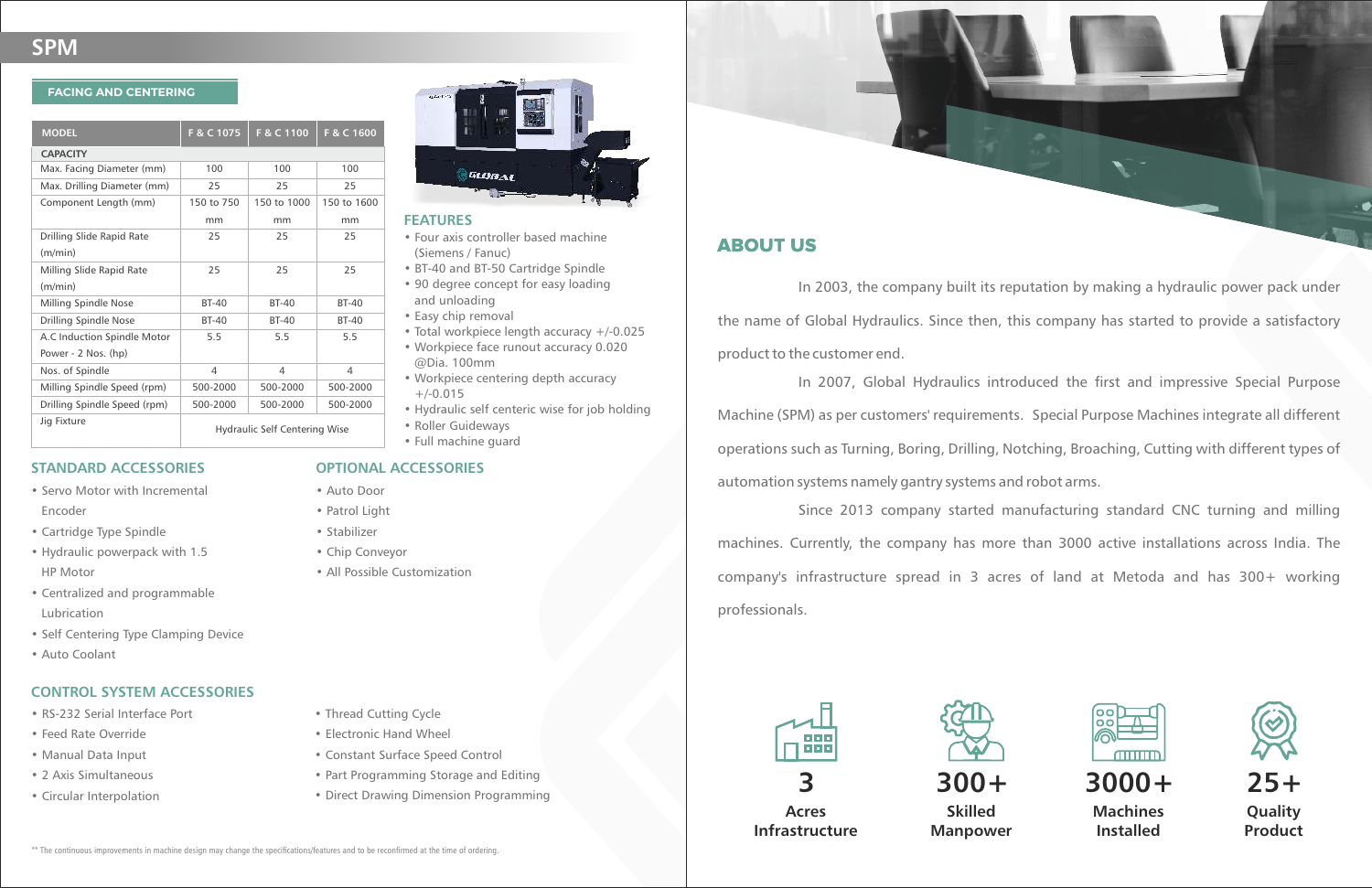# SPM

## FACING AND CENTERING

| MODEL | F & C 1075 | F & C 1100 | F & C 1600 |
|---|---|---|---|
| CAPACITY | | | |
| Max. Facing Diameter (mm) | 100 | 100 | 100 |
| Max. Drilling Diameter (mm) | 25 | 25 | 25 |
| Component Length (mm) | 150 to 750 mm | 150 to 1000 mm | 150 to 1600 mm |
| Drilling Slide Rapid Rate (m/min) | 25 | 25 | 25 |
| Milling Slide Rapid Rate (m/min) | 25 | 25 | 25 |
| Milling Spindle Nose | BT-40 | BT-40 | BT-40 |
| Drilling Spindle Nose | BT-40 | BT-40 | BT-40 |
| A.C Induction Spindle Motor Power - 2 Nos. (hp) | 5.5 | 5.5 | 5.5 |
| Nos. of Spindle | 4 | 4 | 4 |
| Milling Spindle Speed (rpm) | 500-2000 | 500-2000 | 500-2000 |
| Drilling Spindle Speed (rpm) | 500-2000 | 500-2000 | 500-2000 |
| Jig Fixture | Hydraulic Self Centering Wise | | |

### FEATURES

- Four axis controller based machine (Siemens / Fanuc)
- BT-40 and BT-50 Cartridge Spindle
- 90 degree concept for easy loading and unloading
- Easy chip removal
- Total workpiece length accuracy +/-0.025
- Workpiece face runout accuracy 0.020 @Dia. 100mm
- Workpiece centering depth accuracy +/-0.015
- Hydraulic self centeric wise for job holding
- Roller Guideways
- Full machine guard

### STANDARD ACCESSORIES

- Servo Motor with Incremental Encoder
- Cartridge Type Spindle
- Hydraulic powerpack with 1.5 HP Motor
- Centralized and programmable Lubrication
- Self Centering Type Clamping Device
- Auto Coolant

### OPTIONAL ACCESSORIES

- Auto Door
- Patrol Light
- Stabilizer
- Chip Conveyor
- All Possible Customization

### CONTROL SYSTEM ACCESSORIES

- RS-232 Serial Interface Port
- Feed Rate Override
- Manual Data Input
- 2 Axis Simultaneous
- Circular Interpolation
- Thread Cutting Cycle
- Electronic Hand Wheel
- Constant Surface Speed Control
- Part Programming Storage and Editing
- Direct Drawing Dimension Programming

** The continuous improvements in machine design may change the specifications/features and to be reconfirmed at the time of ordering.

## ABOUT US

In 2003, the company built its reputation by making a hydraulic power pack under the name of Global Hydraulics. Since then, this company has started to provide a satisfactory product to the customer end.

In 2007, Global Hydraulics introduced the first and impressive Special Purpose Machine (SPM) as per customers' requirements. Special Purpose Machines integrate all different operations such as Turning, Boring, Drilling, Notching, Broaching, Cutting with different types of automation systems namely gantry systems and robot arms.

Since 2013 company started manufacturing standard CNC turning and milling machines. Currently, the company has more than 3000 active installations across India. The company's infrastructure spread in 3 acres of land at Metoda and has 300+ working professionals.

**3**
Acres Infrastructure

**300+**
Skilled Manpower

**3000+**
Machines Installed

**25+**
Quality Product